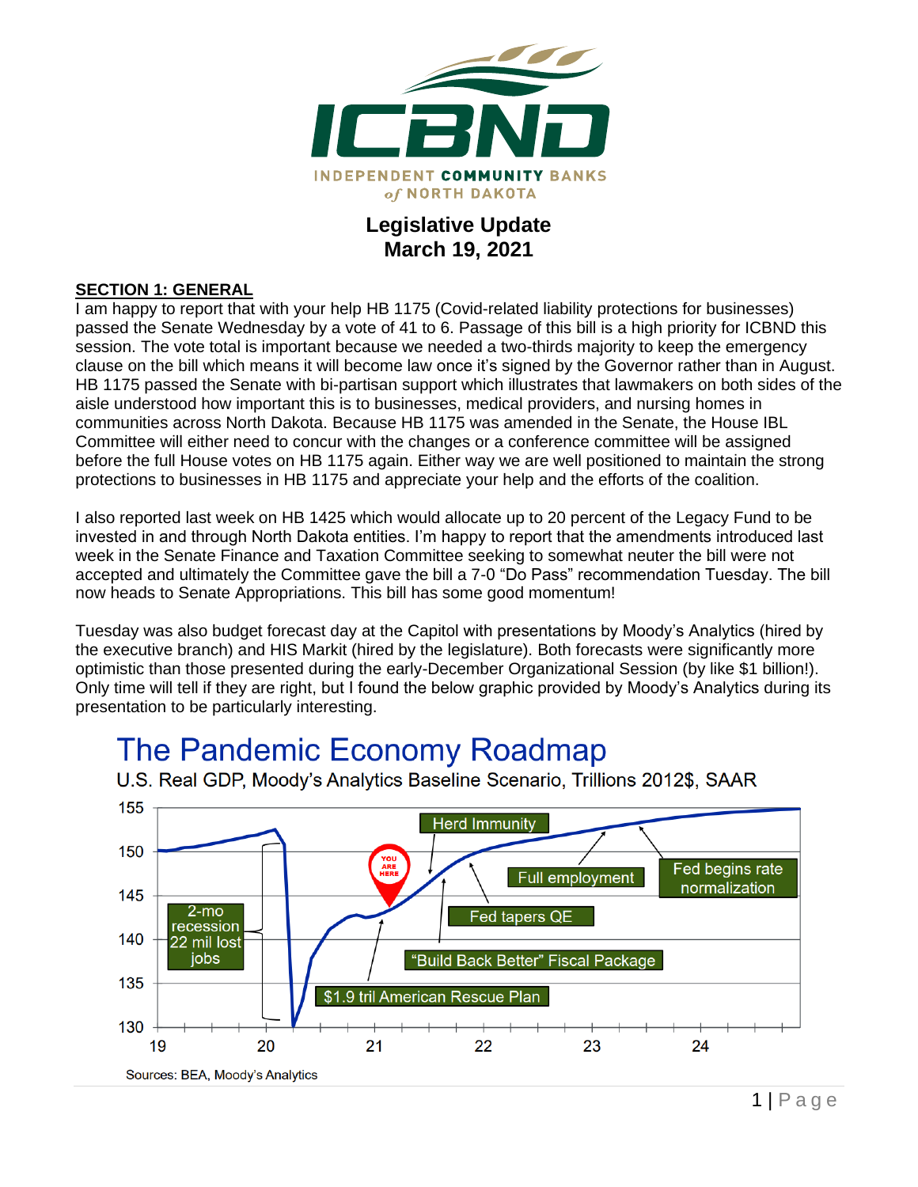# ICBND

INDEPENDENT COMMUNITY BANKS of NORTH DAKOTA

## Legislative Update
## March 19, 2021

**SECTION 1: GENERAL**

I am happy to report that with your help HB 1175 (Covid-related liability protections for businesses) passed the Senate Wednesday by a vote of 41 to 6. Passage of this bill is a high priority for ICBND this session. The vote total is important because we needed a two-thirds majority to keep the emergency clause on the bill which means it will become law once it's signed by the Governor rather than in August. HB 1175 passed the Senate with bi-partisan support which illustrates that lawmakers on both sides of the aisle understood how important this is to businesses, medical providers, and nursing homes in communities across North Dakota. Because HB 1175 was amended in the Senate, the House IBL Committee will either need to concur with the changes or a conference committee will be assigned before the full House votes on HB 1175 again. Either way we are well positioned to maintain the strong protections to businesses in HB 1175 and appreciate your help and the efforts of the coalition.

I also reported last week on HB 1425 which would allocate up to 20 percent of the Legacy Fund to be invested in and through North Dakota entities. I'm happy to report that the amendments introduced last week in the Senate Finance and Taxation Committee seeking to somewhat neuter the bill were not accepted and ultimately the Committee gave the bill a 7-0 "Do Pass" recommendation Tuesday. The bill now heads to Senate Appropriations. This bill has some good momentum!

Tuesday was also budget forecast day at the Capitol with presentations by Moody's Analytics (hired by the executive branch) and HIS Markit (hired by the legislature). Both forecasts were significantly more optimistic than those presented during the early-December Organizational Session (by like $1 billion!). Only time will tell if they are right, but I found the below graphic provided by Moody's Analytics during its presentation to be particularly interesting.

**The Pandemic Economy Roadmap**

U.S. Real GDP, Moody's Analytics Baseline Scenario, Trillions 2012$, SAAR

Chart labels: 2-mo recession 22 mil lost jobs; YOU ARE HERE; $1.9 tril American Rescue Plan; Herd Immunity; "Build Back Better" Fiscal Package; Fed tapers QE; Full employment; Fed begins rate normalization

Sources: BEA, Moody's Analytics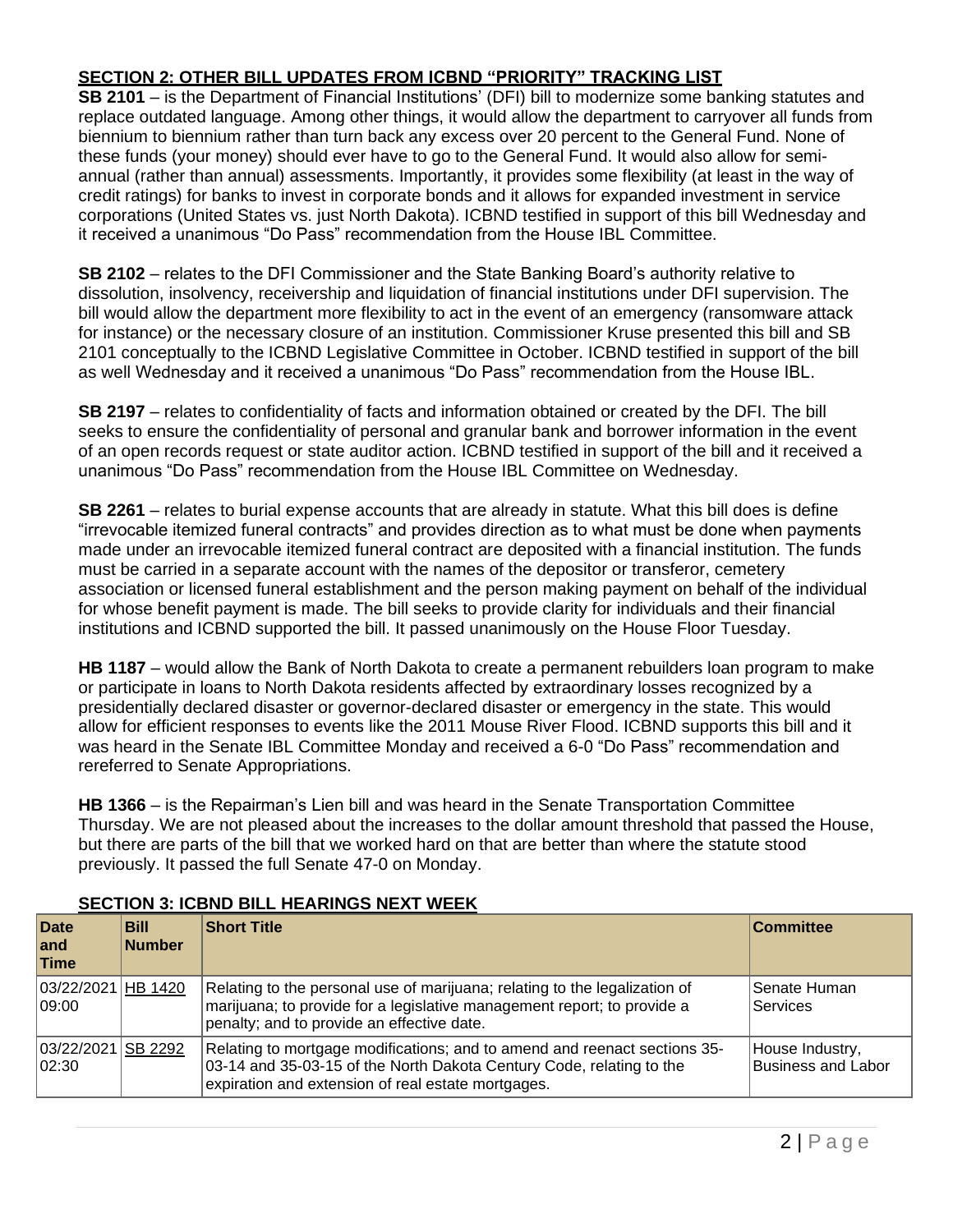## SECTION 2: OTHER BILL UPDATES FROM ICBND "PRIORITY" TRACKING LIST

**SB 2101** – is the Department of Financial Institutions' (DFI) bill to modernize some banking statutes and replace outdated language. Among other things, it would allow the department to carryover all funds from biennium to biennium rather than turn back any excess over 20 percent to the General Fund. None of these funds (your money) should ever have to go to the General Fund. It would also allow for semi-annual (rather than annual) assessments. Importantly, it provides some flexibility (at least in the way of credit ratings) for banks to invest in corporate bonds and it allows for expanded investment in service corporations (United States vs. just North Dakota). ICBND testified in support of this bill Wednesday and it received a unanimous "Do Pass" recommendation from the House IBL Committee.

**SB 2102** – relates to the DFI Commissioner and the State Banking Board's authority relative to dissolution, insolvency, receivership and liquidation of financial institutions under DFI supervision. The bill would allow the department more flexibility to act in the event of an emergency (ransomware attack for instance) or the necessary closure of an institution. Commissioner Kruse presented this bill and SB 2101 conceptually to the ICBND Legislative Committee in October. ICBND testified in support of the bill as well Wednesday and it received a unanimous "Do Pass" recommendation from the House IBL.

**SB 2197** – relates to confidentiality of facts and information obtained or created by the DFI. The bill seeks to ensure the confidentiality of personal and granular bank and borrower information in the event of an open records request or state auditor action. ICBND testified in support of the bill and it received a unanimous "Do Pass" recommendation from the House IBL Committee on Wednesday.

**SB 2261** – relates to burial expense accounts that are already in statute. What this bill does is define "irrevocable itemized funeral contracts" and provides direction as to what must be done when payments made under an irrevocable itemized funeral contract are deposited with a financial institution. The funds must be carried in a separate account with the names of the depositor or transferor, cemetery association or licensed funeral establishment and the person making payment on behalf of the individual for whose benefit payment is made. The bill seeks to provide clarity for individuals and their financial institutions and ICBND supported the bill. It passed unanimously on the House Floor Tuesday.

**HB 1187** – would allow the Bank of North Dakota to create a permanent rebuilders loan program to make or participate in loans to North Dakota residents affected by extraordinary losses recognized by a presidentially declared disaster or governor-declared disaster or emergency in the state. This would allow for efficient responses to events like the 2011 Mouse River Flood. ICBND supports this bill and it was heard in the Senate IBL Committee Monday and received a 6-0 "Do Pass" recommendation and rereferred to Senate Appropriations.

**HB 1366** – is the Repairman's Lien bill and was heard in the Senate Transportation Committee Thursday. We are not pleased about the increases to the dollar amount threshold that passed the House, but there are parts of the bill that we worked hard on that are better than where the statute stood previously. It passed the full Senate 47-0 on Monday.

## SECTION 3: ICBND BILL HEARINGS NEXT WEEK

| Date and Time | Bill Number | Short Title | Committee |
|---|---|---|---|
| 03/22/2021 09:00 | HB 1420 | Relating to the personal use of marijuana; relating to the legalization of marijuana; to provide for a legislative management report; to provide a penalty; and to provide an effective date. | Senate Human Services |
| 03/22/2021 02:30 | SB 2292 | Relating to mortgage modifications; and to amend and reenact sections 35-03-14 and 35-03-15 of the North Dakota Century Code, relating to the expiration and extension of real estate mortgages. | House Industry, Business and Labor |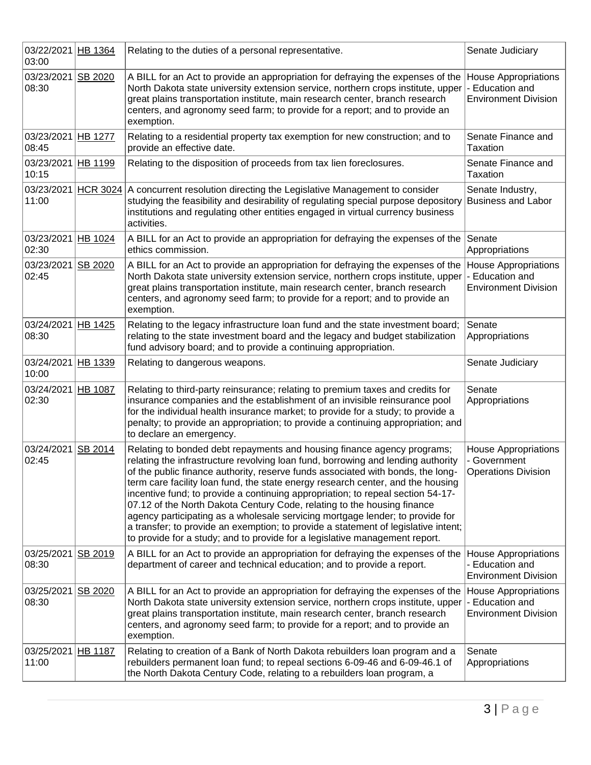| 03/22/2021 03:00 | HB 1364 | Relating to the duties of a personal representative. | Senate Judiciary |
|---|---|---|---|
| 03/23/2021 08:30 | SB 2020 | A BILL for an Act to provide an appropriation for defraying the expenses of the North Dakota state university extension service, northern crops institute, upper great plains transportation institute, main research center, branch research centers, and agronomy seed farm; to provide for a report; and to provide an exemption. | House Appropriations - Education and Environment Division |
| 03/23/2021 08:45 | HB 1277 | Relating to a residential property tax exemption for new construction; and to provide an effective date. | Senate Finance and Taxation |
| 03/23/2021 10:15 | HB 1199 | Relating to the disposition of proceeds from tax lien foreclosures. | Senate Finance and Taxation |
| 03/23/2021 11:00 | HCR 3024 | A concurrent resolution directing the Legislative Management to consider studying the feasibility and desirability of regulating special purpose depository institutions and regulating other entities engaged in virtual currency business activities. | Senate Industry, Business and Labor |
| 03/23/2021 02:30 | HB 1024 | A BILL for an Act to provide an appropriation for defraying the expenses of the ethics commission. | Senate Appropriations |
| 03/23/2021 02:45 | SB 2020 | A BILL for an Act to provide an appropriation for defraying the expenses of the North Dakota state university extension service, northern crops institute, upper great plains transportation institute, main research center, branch research centers, and agronomy seed farm; to provide for a report; and to provide an exemption. | House Appropriations - Education and Environment Division |
| 03/24/2021 08:30 | HB 1425 | Relating to the legacy infrastructure loan fund and the state investment board; relating to the state investment board and the legacy and budget stabilization fund advisory board; and to provide a continuing appropriation. | Senate Appropriations |
| 03/24/2021 10:00 | HB 1339 | Relating to dangerous weapons. | Senate Judiciary |
| 03/24/2021 02:30 | HB 1087 | Relating to third-party reinsurance; relating to premium taxes and credits for insurance companies and the establishment of an invisible reinsurance pool for the individual health insurance market; to provide for a study; to provide a penalty; to provide an appropriation; to provide a continuing appropriation; and to declare an emergency. | Senate Appropriations |
| 03/24/2021 02:45 | SB 2014 | Relating to bonded debt repayments and housing finance agency programs; relating to the infrastructure revolving loan fund, borrowing and lending authority of the public finance authority, reserve funds associated with bonds, the long-term care facility loan fund, the state energy research center, and the housing incentive fund; to provide a continuing appropriation; to repeal section 54-17-07.12 of the North Dakota Century Code, relating to the housing finance agency participating as a wholesale servicing mortgage lender; to provide for a transfer; to provide an exemption; to provide a statement of legislative intent; to provide for a study; and to provide for a legislative management report. | House Appropriations - Government Operations Division |
| 03/25/2021 08:30 | SB 2019 | A BILL for an Act to provide an appropriation for defraying the expenses of the department of career and technical education; and to provide a report. | House Appropriations - Education and Environment Division |
| 03/25/2021 08:30 | SB 2020 | A BILL for an Act to provide an appropriation for defraying the expenses of the North Dakota state university extension service, northern crops institute, upper great plains transportation institute, main research center, branch research centers, and agronomy seed farm; to provide for a report; and to provide an exemption. | House Appropriations - Education and Environment Division |
| 03/25/2021 11:00 | HB 1187 | Relating to creation of a Bank of North Dakota rebuilders loan program and a rebuilders permanent loan fund; to repeal sections 6-09-46 and 6-09-46.1 of the North Dakota Century Code, relating to a rebuilders loan program, a | Senate Appropriations |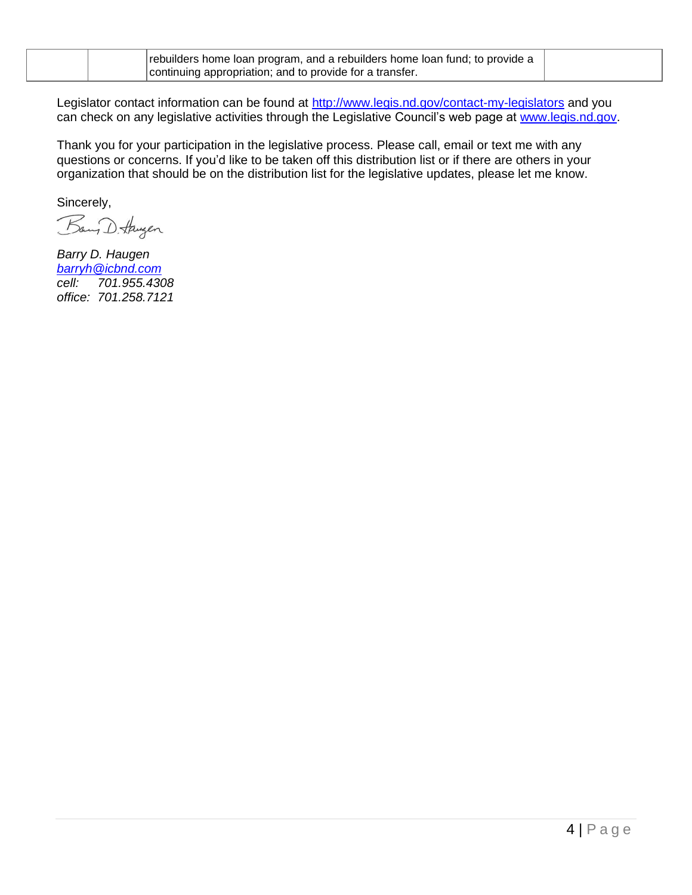| | | rebuilders home loan program, and a rebuilders home loan fund; to provide a continuing appropriation; and to provide for a transfer. | |
|---|---|---|---|

Legislator contact information can be found at http://www.legis.nd.gov/contact-my-legislators and you can check on any legislative activities through the Legislative Council's web page at www.legis.nd.gov.

Thank you for your participation in the legislative process. Please call, email or text me with any questions or concerns. If you'd like to be taken off this distribution list or if there are others in your organization that should be on the distribution list for the legislative updates, please let me know.

Sincerely,

*Barry D. Haugen*
*barryh@icbnd.com*
*cell: 701.955.4308*
*office: 701.258.7121*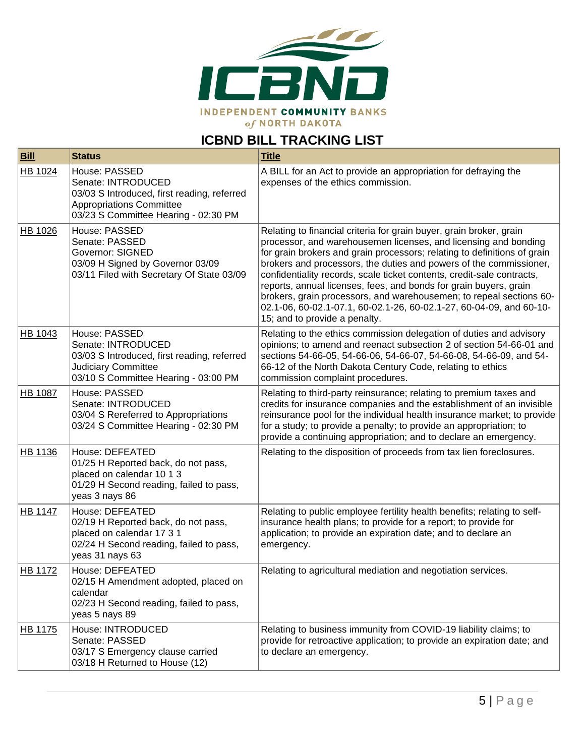INDEPENDENT COMMUNITY BANKS of NORTH DAKOTA

## ICBND BILL TRACKING LIST

| Bill | Status | Title |
|---|---|---|
| HB 1024 | House: PASSED<br>Senate: INTRODUCED<br>03/03 S Introduced, first reading, referred Appropriations Committee<br>03/23 S Committee Hearing - 02:30 PM | A BILL for an Act to provide an appropriation for defraying the expenses of the ethics commission. |
| HB 1026 | House: PASSED<br>Senate: PASSED<br>Governor: SIGNED<br>03/09 H Signed by Governor 03/09<br>03/11 Filed with Secretary Of State 03/09 | Relating to financial criteria for grain buyer, grain broker, grain processor, and warehousemen licenses, and licensing and bonding for grain brokers and grain processors; relating to definitions of grain brokers and processors, the duties and powers of the commissioner, confidentiality records, scale ticket contents, credit-sale contracts, reports, annual licenses, fees, and bonds for grain buyers, grain brokers, grain processors, and warehousemen; to repeal sections 60-02.1-06, 60-02.1-07.1, 60-02.1-26, 60-02.1-27, 60-04-09, and 60-10-15; and to provide a penalty. |
| HB 1043 | House: PASSED<br>Senate: INTRODUCED<br>03/03 S Introduced, first reading, referred Judiciary Committee<br>03/10 S Committee Hearing - 03:00 PM | Relating to the ethics commission delegation of duties and advisory opinions; to amend and reenact subsection 2 of section 54-66-01 and sections 54-66-05, 54-66-06, 54-66-07, 54-66-08, 54-66-09, and 54-66-12 of the North Dakota Century Code, relating to ethics commission complaint procedures. |
| HB 1087 | House: PASSED<br>Senate: INTRODUCED<br>03/04 S Rereferred to Appropriations<br>03/24 S Committee Hearing - 02:30 PM | Relating to third-party reinsurance; relating to premium taxes and credits for insurance companies and the establishment of an invisible reinsurance pool for the individual health insurance market; to provide for a study; to provide a penalty; to provide an appropriation; to provide a continuing appropriation; and to declare an emergency. |
| HB 1136 | House: DEFEATED<br>01/25 H Reported back, do not pass, placed on calendar 10 1 3<br>01/29 H Second reading, failed to pass, yeas 3 nays 86 | Relating to the disposition of proceeds from tax lien foreclosures. |
| HB 1147 | House: DEFEATED<br>02/19 H Reported back, do not pass, placed on calendar 17 3 1<br>02/24 H Second reading, failed to pass, yeas 31 nays 63 | Relating to public employee fertility health benefits; relating to self-insurance health plans; to provide for a report; to provide for application; to provide an expiration date; and to declare an emergency. |
| HB 1172 | House: DEFEATED<br>02/15 H Amendment adopted, placed on calendar<br>02/23 H Second reading, failed to pass, yeas 5 nays 89 | Relating to agricultural mediation and negotiation services. |
| HB 1175 | House: INTRODUCED<br>Senate: PASSED<br>03/17 S Emergency clause carried<br>03/18 H Returned to House (12) | Relating to business immunity from COVID-19 liability claims; to provide for retroactive application; to provide an expiration date; and to declare an emergency. |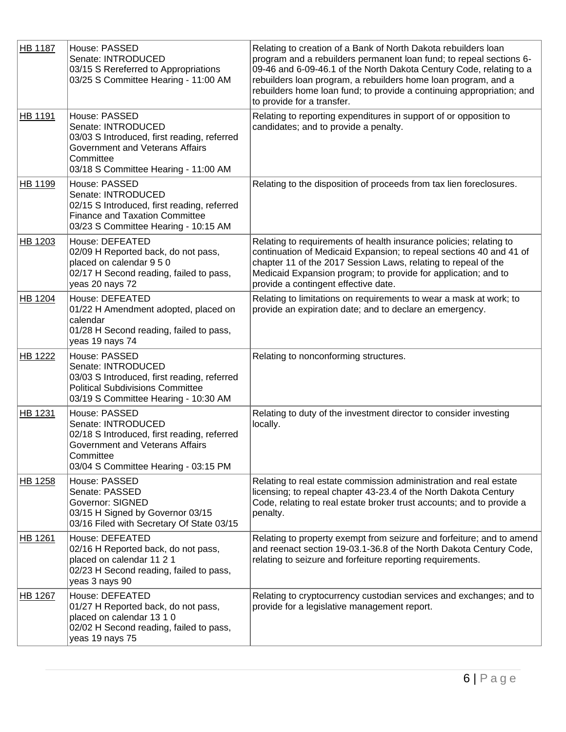| | | |
|---|---|---|
| HB 1187 | House: PASSED<br>Senate: INTRODUCED<br>03/15 S Rereferred to Appropriations<br>03/25 S Committee Hearing - 11:00 AM | Relating to creation of a Bank of North Dakota rebuilders loan program and a rebuilders permanent loan fund; to repeal sections 6-09-46 and 6-09-46.1 of the North Dakota Century Code, relating to a rebuilders loan program, a rebuilders home loan program, and a rebuilders home loan fund; to provide a continuing appropriation; and to provide for a transfer. |
| HB 1191 | House: PASSED<br>Senate: INTRODUCED<br>03/03 S Introduced, first reading, referred Government and Veterans Affairs Committee<br>03/18 S Committee Hearing - 11:00 AM | Relating to reporting expenditures in support of or opposition to candidates; and to provide a penalty. |
| HB 1199 | House: PASSED<br>Senate: INTRODUCED<br>02/15 S Introduced, first reading, referred Finance and Taxation Committee<br>03/23 S Committee Hearing - 10:15 AM | Relating to the disposition of proceeds from tax lien foreclosures. |
| HB 1203 | House: DEFEATED<br>02/09 H Reported back, do not pass, placed on calendar 9 5 0<br>02/17 H Second reading, failed to pass, yeas 20 nays 72 | Relating to requirements of health insurance policies; relating to continuation of Medicaid Expansion; to repeal sections 40 and 41 of chapter 11 of the 2017 Session Laws, relating to repeal of the Medicaid Expansion program; to provide for application; and to provide a contingent effective date. |
| HB 1204 | House: DEFEATED<br>01/22 H Amendment adopted, placed on calendar<br>01/28 H Second reading, failed to pass, yeas 19 nays 74 | Relating to limitations on requirements to wear a mask at work; to provide an expiration date; and to declare an emergency. |
| HB 1222 | House: PASSED<br>Senate: INTRODUCED<br>03/03 S Introduced, first reading, referred Political Subdivisions Committee<br>03/19 S Committee Hearing - 10:30 AM | Relating to nonconforming structures. |
| HB 1231 | House: PASSED<br>Senate: INTRODUCED<br>02/18 S Introduced, first reading, referred Government and Veterans Affairs Committee<br>03/04 S Committee Hearing - 03:15 PM | Relating to duty of the investment director to consider investing locally. |
| HB 1258 | House: PASSED<br>Senate: PASSED<br>Governor: SIGNED<br>03/15 H Signed by Governor 03/15<br>03/16 Filed with Secretary Of State 03/15 | Relating to real estate commission administration and real estate licensing; to repeal chapter 43-23.4 of the North Dakota Century Code, relating to real estate broker trust accounts; and to provide a penalty. |
| HB 1261 | House: DEFEATED<br>02/16 H Reported back, do not pass, placed on calendar 11 2 1<br>02/23 H Second reading, failed to pass, yeas 3 nays 90 | Relating to property exempt from seizure and forfeiture; and to amend and reenact section 19-03.1-36.8 of the North Dakota Century Code, relating to seizure and forfeiture reporting requirements. |
| HB 1267 | House: DEFEATED<br>01/27 H Reported back, do not pass, placed on calendar 13 1 0<br>02/02 H Second reading, failed to pass, yeas 19 nays 75 | Relating to cryptocurrency custodian services and exchanges; and to provide for a legislative management report. |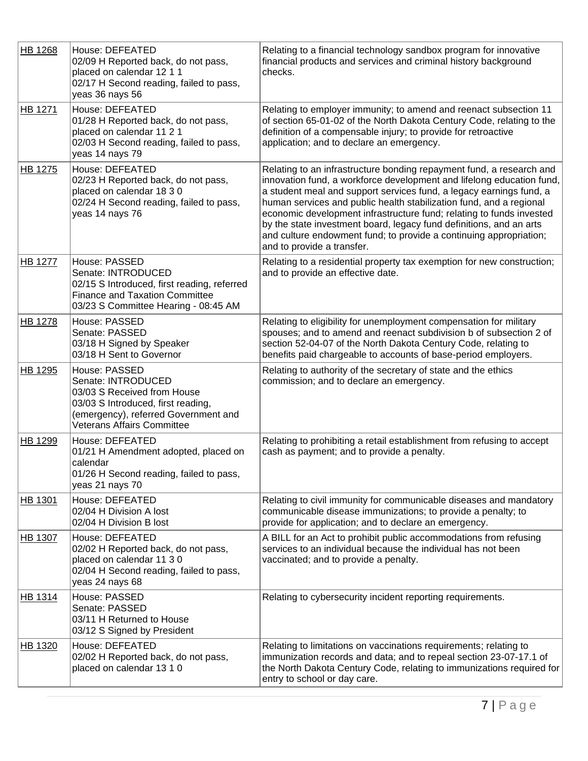| HB 1268 | House: DEFEATED<br>02/09 H Reported back, do not pass, placed on calendar 12 1 1<br>02/17 H Second reading, failed to pass, yeas 36 nays 56 | Relating to a financial technology sandbox program for innovative financial products and services and criminal history background checks. |
|---|---|---|
| HB 1271 | House: DEFEATED<br>01/28 H Reported back, do not pass, placed on calendar 11 2 1<br>02/03 H Second reading, failed to pass, yeas 14 nays 79 | Relating to employer immunity; to amend and reenact subsection 11 of section 65-01-02 of the North Dakota Century Code, relating to the definition of a compensable injury; to provide for retroactive application; and to declare an emergency. |
| HB 1275 | House: DEFEATED<br>02/23 H Reported back, do not pass, placed on calendar 18 3 0<br>02/24 H Second reading, failed to pass, yeas 14 nays 76 | Relating to an infrastructure bonding repayment fund, a research and innovation fund, a workforce development and lifelong education fund, a student meal and support services fund, a legacy earnings fund, a human services and public health stabilization fund, and a regional economic development infrastructure fund; relating to funds invested by the state investment board, legacy fund definitions, and an arts and culture endowment fund; to provide a continuing appropriation; and to provide a transfer. |
| HB 1277 | House: PASSED<br>Senate: INTRODUCED<br>02/15 S Introduced, first reading, referred Finance and Taxation Committee<br>03/23 S Committee Hearing - 08:45 AM | Relating to a residential property tax exemption for new construction; and to provide an effective date. |
| HB 1278 | House: PASSED<br>Senate: PASSED<br>03/18 H Signed by Speaker<br>03/18 H Sent to Governor | Relating to eligibility for unemployment compensation for military spouses; and to amend and reenact subdivision b of subsection 2 of section 52-04-07 of the North Dakota Century Code, relating to benefits paid chargeable to accounts of base-period employers. |
| HB 1295 | House: PASSED<br>Senate: INTRODUCED<br>03/03 S Received from House<br>03/03 S Introduced, first reading, (emergency), referred Government and Veterans Affairs Committee | Relating to authority of the secretary of state and the ethics commission; and to declare an emergency. |
| HB 1299 | House: DEFEATED<br>01/21 H Amendment adopted, placed on calendar<br>01/26 H Second reading, failed to pass, yeas 21 nays 70 | Relating to prohibiting a retail establishment from refusing to accept cash as payment; and to provide a penalty. |
| HB 1301 | House: DEFEATED<br>02/04 H Division A lost<br>02/04 H Division B lost | Relating to civil immunity for communicable diseases and mandatory communicable disease immunizations; to provide a penalty; to provide for application; and to declare an emergency. |
| HB 1307 | House: DEFEATED<br>02/02 H Reported back, do not pass, placed on calendar 11 3 0<br>02/04 H Second reading, failed to pass, yeas 24 nays 68 | A BILL for an Act to prohibit public accommodations from refusing services to an individual because the individual has not been vaccinated; and to provide a penalty. |
| HB 1314 | House: PASSED<br>Senate: PASSED<br>03/11 H Returned to House<br>03/12 S Signed by President | Relating to cybersecurity incident reporting requirements. |
| HB 1320 | House: DEFEATED<br>02/02 H Reported back, do not pass, placed on calendar 13 1 0 | Relating to limitations on vaccinations requirements; relating to immunization records and data; and to repeal section 23-07-17.1 of the North Dakota Century Code, relating to immunizations required for entry to school or day care. |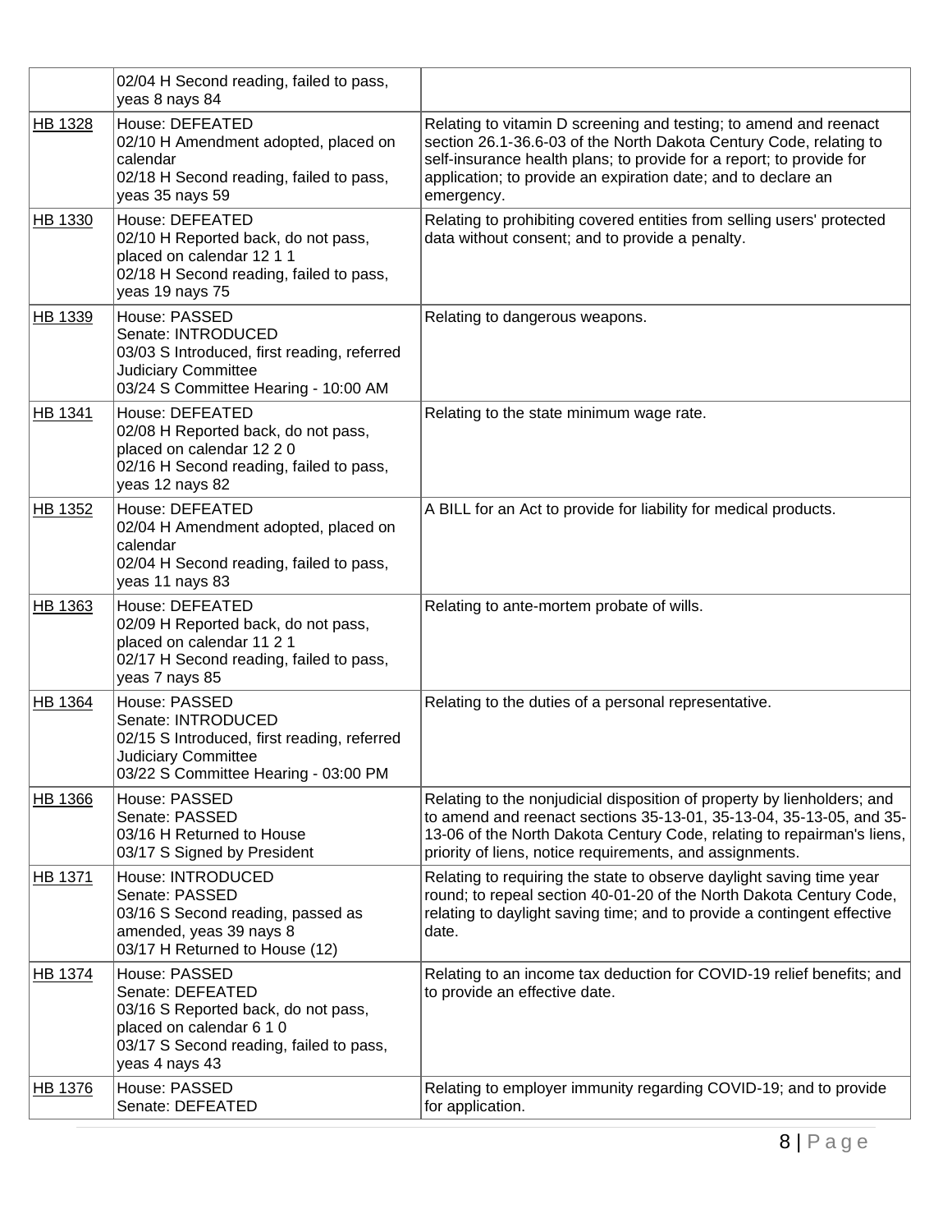| | | |
|---|---|---|
| | 02/04 H Second reading, failed to pass, yeas 8 nays 84 | |
| HB 1328 | House: DEFEATED<br>02/10 H Amendment adopted, placed on calendar<br>02/18 H Second reading, failed to pass, yeas 35 nays 59 | Relating to vitamin D screening and testing; to amend and reenact section 26.1-36.6-03 of the North Dakota Century Code, relating to self-insurance health plans; to provide for a report; to provide for application; to provide an expiration date; and to declare an emergency. |
| HB 1330 | House: DEFEATED<br>02/10 H Reported back, do not pass, placed on calendar 12 1 1<br>02/18 H Second reading, failed to pass, yeas 19 nays 75 | Relating to prohibiting covered entities from selling users' protected data without consent; and to provide a penalty. |
| HB 1339 | House: PASSED<br>Senate: INTRODUCED<br>03/03 S Introduced, first reading, referred Judiciary Committee<br>03/24 S Committee Hearing - 10:00 AM | Relating to dangerous weapons. |
| HB 1341 | House: DEFEATED<br>02/08 H Reported back, do not pass, placed on calendar 12 2 0<br>02/16 H Second reading, failed to pass, yeas 12 nays 82 | Relating to the state minimum wage rate. |
| HB 1352 | House: DEFEATED<br>02/04 H Amendment adopted, placed on calendar<br>02/04 H Second reading, failed to pass, yeas 11 nays 83 | A BILL for an Act to provide for liability for medical products. |
| HB 1363 | House: DEFEATED<br>02/09 H Reported back, do not pass, placed on calendar 11 2 1<br>02/17 H Second reading, failed to pass, yeas 7 nays 85 | Relating to ante-mortem probate of wills. |
| HB 1364 | House: PASSED<br>Senate: INTRODUCED<br>02/15 S Introduced, first reading, referred Judiciary Committee<br>03/22 S Committee Hearing - 03:00 PM | Relating to the duties of a personal representative. |
| HB 1366 | House: PASSED<br>Senate: PASSED<br>03/16 H Returned to House<br>03/17 S Signed by President | Relating to the nonjudicial disposition of property by lienholders; and to amend and reenact sections 35-13-01, 35-13-04, 35-13-05, and 35-13-06 of the North Dakota Century Code, relating to repairman's liens, priority of liens, notice requirements, and assignments. |
| HB 1371 | House: INTRODUCED<br>Senate: PASSED<br>03/16 S Second reading, passed as amended, yeas 39 nays 8<br>03/17 H Returned to House (12) | Relating to requiring the state to observe daylight saving time year round; to repeal section 40-01-20 of the North Dakota Century Code, relating to daylight saving time; and to provide a contingent effective date. |
| HB 1374 | House: PASSED<br>Senate: DEFEATED<br>03/16 S Reported back, do not pass, placed on calendar 6 1 0<br>03/17 S Second reading, failed to pass, yeas 4 nays 43 | Relating to an income tax deduction for COVID-19 relief benefits; and to provide an effective date. |
| HB 1376 | House: PASSED<br>Senate: DEFEATED | Relating to employer immunity regarding COVID-19; and to provide for application. |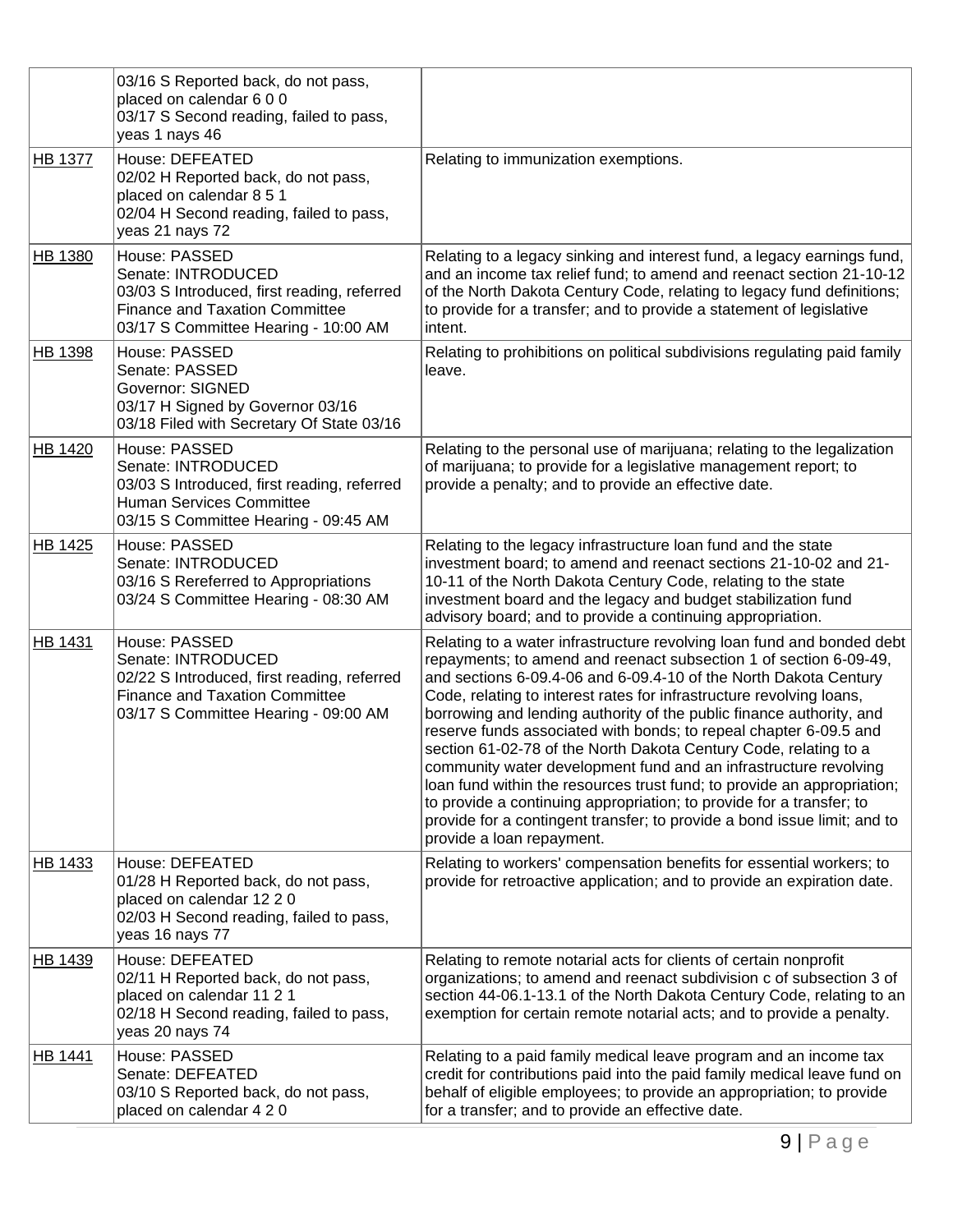| | | |
|---|---|---|
| | 03/16 S Reported back, do not pass, placed on calendar 6 0 0<br>03/17 S Second reading, failed to pass, yeas 1 nays 46 | |
| HB 1377 | House: DEFEATED<br>02/02 H Reported back, do not pass, placed on calendar 8 5 1<br>02/04 H Second reading, failed to pass, yeas 21 nays 72 | Relating to immunization exemptions. |
| HB 1380 | House: PASSED<br>Senate: INTRODUCED<br>03/03 S Introduced, first reading, referred Finance and Taxation Committee<br>03/17 S Committee Hearing - 10:00 AM | Relating to a legacy sinking and interest fund, a legacy earnings fund, and an income tax relief fund; to amend and reenact section 21-10-12 of the North Dakota Century Code, relating to legacy fund definitions; to provide for a transfer; and to provide a statement of legislative intent. |
| HB 1398 | House: PASSED<br>Senate: PASSED<br>Governor: SIGNED<br>03/17 H Signed by Governor 03/16<br>03/18 Filed with Secretary Of State 03/16 | Relating to prohibitions on political subdivisions regulating paid family leave. |
| HB 1420 | House: PASSED<br>Senate: INTRODUCED<br>03/03 S Introduced, first reading, referred Human Services Committee<br>03/15 S Committee Hearing - 09:45 AM | Relating to the personal use of marijuana; relating to the legalization of marijuana; to provide for a legislative management report; to provide a penalty; and to provide an effective date. |
| HB 1425 | House: PASSED<br>Senate: INTRODUCED<br>03/16 S Rereferred to Appropriations<br>03/24 S Committee Hearing - 08:30 AM | Relating to the legacy infrastructure loan fund and the state investment board; to amend and reenact sections 21-10-02 and 21-10-11 of the North Dakota Century Code, relating to the state investment board and the legacy and budget stabilization fund advisory board; and to provide a continuing appropriation. |
| HB 1431 | House: PASSED<br>Senate: INTRODUCED<br>02/22 S Introduced, first reading, referred Finance and Taxation Committee<br>03/17 S Committee Hearing - 09:00 AM | Relating to a water infrastructure revolving loan fund and bonded debt repayments; to amend and reenact subsection 1 of section 6-09-49, and sections 6-09.4-06 and 6-09.4-10 of the North Dakota Century Code, relating to interest rates for infrastructure revolving loans, borrowing and lending authority of the public finance authority, and reserve funds associated with bonds; to repeal chapter 6-09.5 and section 61-02-78 of the North Dakota Century Code, relating to a community water development fund and an infrastructure revolving loan fund within the resources trust fund; to provide an appropriation; to provide a continuing appropriation; to provide for a transfer; to provide for a contingent transfer; to provide a bond issue limit; and to provide a loan repayment. |
| HB 1433 | House: DEFEATED<br>01/28 H Reported back, do not pass, placed on calendar 12 2 0<br>02/03 H Second reading, failed to pass, yeas 16 nays 77 | Relating to workers' compensation benefits for essential workers; to provide for retroactive application; and to provide an expiration date. |
| HB 1439 | House: DEFEATED<br>02/11 H Reported back, do not pass, placed on calendar 11 2 1<br>02/18 H Second reading, failed to pass, yeas 20 nays 74 | Relating to remote notarial acts for clients of certain nonprofit organizations; to amend and reenact subdivision c of subsection 3 of section 44-06.1-13.1 of the North Dakota Century Code, relating to an exemption for certain remote notarial acts; and to provide a penalty. |
| HB 1441 | House: PASSED<br>Senate: DEFEATED<br>03/10 S Reported back, do not pass, placed on calendar 4 2 0 | Relating to a paid family medical leave program and an income tax credit for contributions paid into the paid family medical leave fund on behalf of eligible employees; to provide an appropriation; to provide for a transfer; and to provide an effective date. |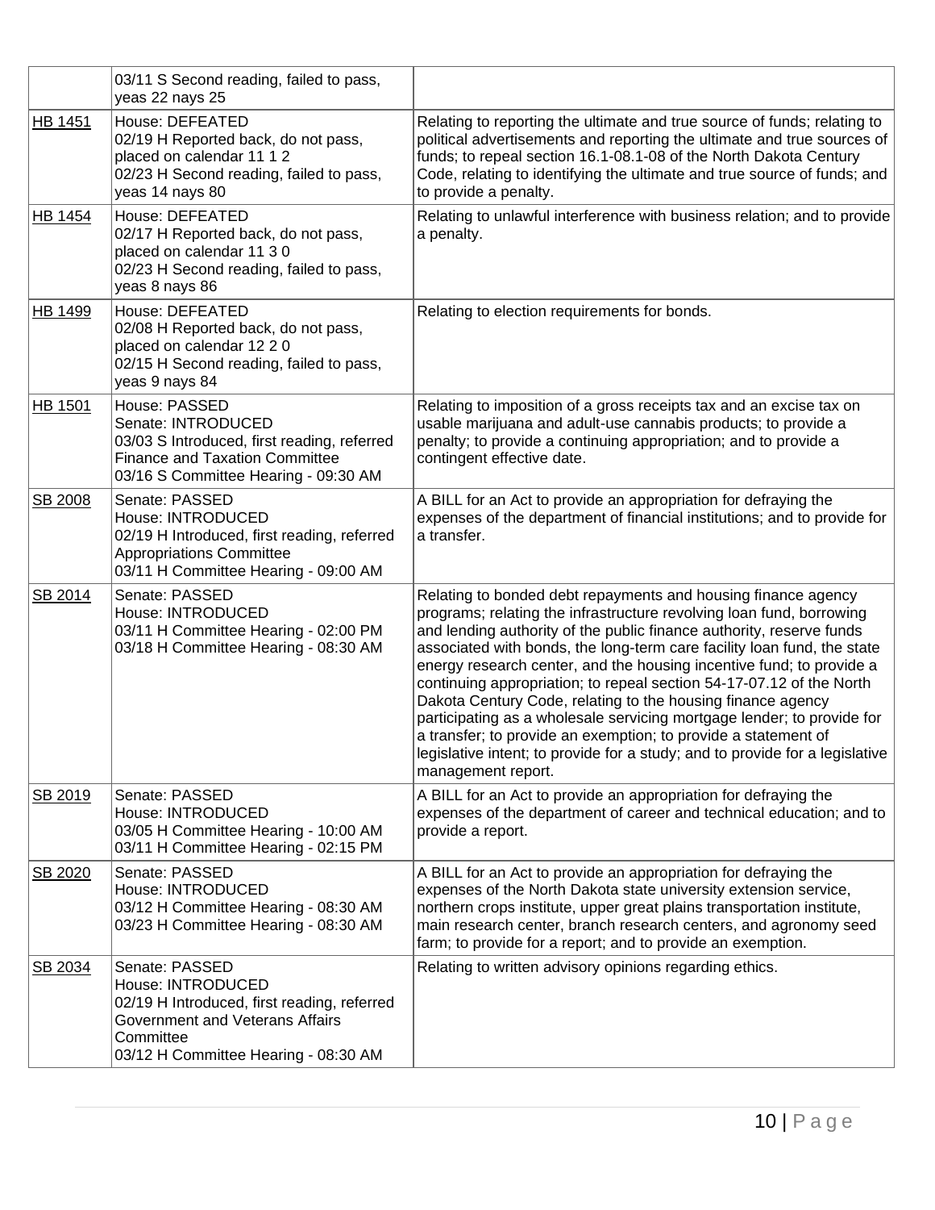| | | |
|---|---|---|
| | 03/11 S Second reading, failed to pass, yeas 22 nays 25 | |
| HB 1451 | House: DEFEATED<br>02/19 H Reported back, do not pass, placed on calendar 11 1 2<br>02/23 H Second reading, failed to pass, yeas 14 nays 80 | Relating to reporting the ultimate and true source of funds; relating to political advertisements and reporting the ultimate and true sources of funds; to repeal section 16.1-08.1-08 of the North Dakota Century Code, relating to identifying the ultimate and true source of funds; and to provide a penalty. |
| HB 1454 | House: DEFEATED<br>02/17 H Reported back, do not pass, placed on calendar 11 3 0<br>02/23 H Second reading, failed to pass, yeas 8 nays 86 | Relating to unlawful interference with business relation; and to provide a penalty. |
| HB 1499 | House: DEFEATED<br>02/08 H Reported back, do not pass, placed on calendar 12 2 0<br>02/15 H Second reading, failed to pass, yeas 9 nays 84 | Relating to election requirements for bonds. |
| HB 1501 | House: PASSED<br>Senate: INTRODUCED<br>03/03 S Introduced, first reading, referred Finance and Taxation Committee<br>03/16 S Committee Hearing - 09:30 AM | Relating to imposition of a gross receipts tax and an excise tax on usable marijuana and adult-use cannabis products; to provide a penalty; to provide a continuing appropriation; and to provide a contingent effective date. |
| SB 2008 | Senate: PASSED<br>House: INTRODUCED<br>02/19 H Introduced, first reading, referred Appropriations Committee<br>03/11 H Committee Hearing - 09:00 AM | A BILL for an Act to provide an appropriation for defraying the expenses of the department of financial institutions; and to provide for a transfer. |
| SB 2014 | Senate: PASSED<br>House: INTRODUCED<br>03/11 H Committee Hearing - 02:00 PM<br>03/18 H Committee Hearing - 08:30 AM | Relating to bonded debt repayments and housing finance agency programs; relating the infrastructure revolving loan fund, borrowing and lending authority of the public finance authority, reserve funds associated with bonds, the long-term care facility loan fund, the state energy research center, and the housing incentive fund; to provide a continuing appropriation; to repeal section 54-17-07.12 of the North Dakota Century Code, relating to the housing finance agency participating as a wholesale servicing mortgage lender; to provide for a transfer; to provide an exemption; to provide a statement of legislative intent; to provide for a study; and to provide for a legislative management report. |
| SB 2019 | Senate: PASSED<br>House: INTRODUCED<br>03/05 H Committee Hearing - 10:00 AM<br>03/11 H Committee Hearing - 02:15 PM | A BILL for an Act to provide an appropriation for defraying the expenses of the department of career and technical education; and to provide a report. |
| SB 2020 | Senate: PASSED<br>House: INTRODUCED<br>03/12 H Committee Hearing - 08:30 AM<br>03/23 H Committee Hearing - 08:30 AM | A BILL for an Act to provide an appropriation for defraying the expenses of the North Dakota state university extension service, northern crops institute, upper great plains transportation institute, main research center, branch research centers, and agronomy seed farm; to provide for a report; and to provide an exemption. |
| SB 2034 | Senate: PASSED<br>House: INTRODUCED<br>02/19 H Introduced, first reading, referred Government and Veterans Affairs Committee<br>03/12 H Committee Hearing - 08:30 AM | Relating to written advisory opinions regarding ethics. |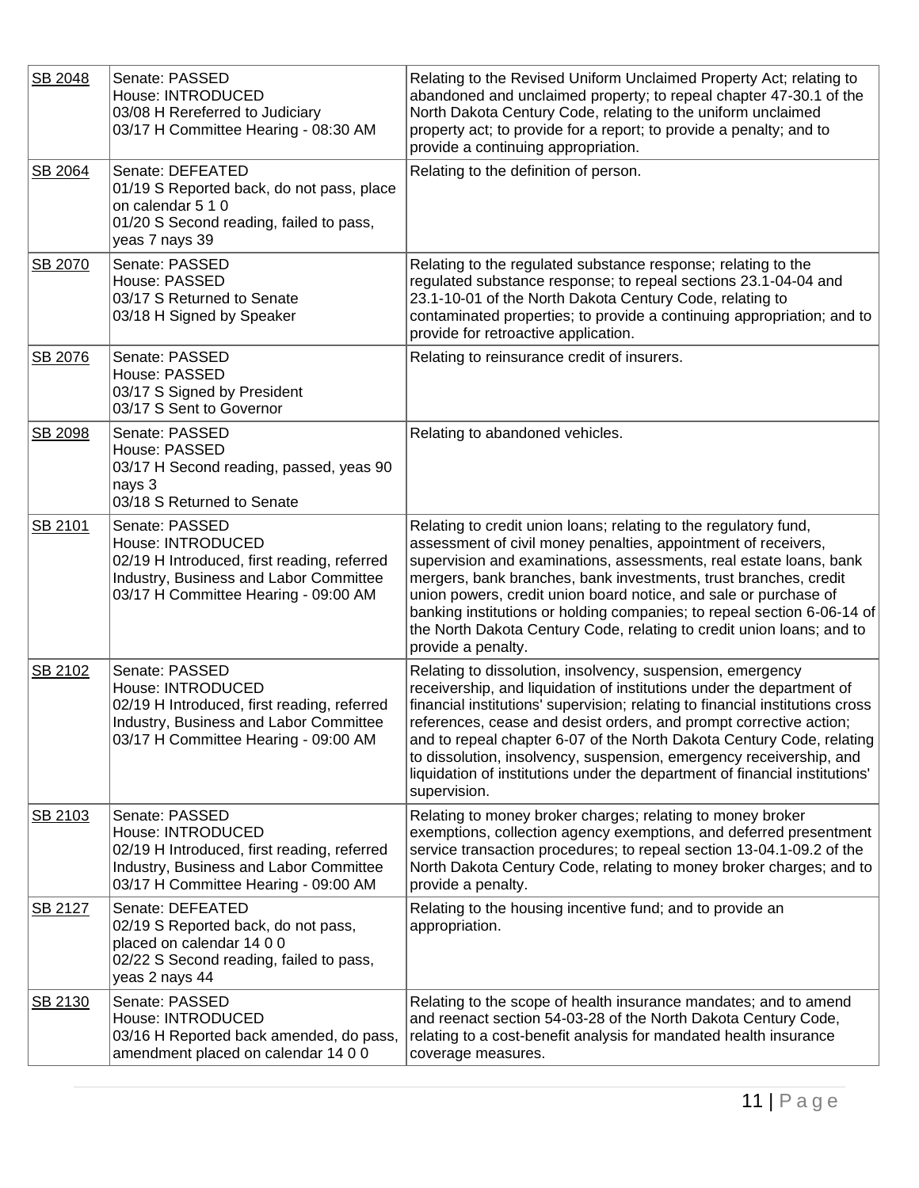| | | |
|---|---|---|
| SB 2048 | Senate: PASSED<br>House: INTRODUCED<br>03/08 H Rereferred to Judiciary<br>03/17 H Committee Hearing - 08:30 AM | Relating to the Revised Uniform Unclaimed Property Act; relating to abandoned and unclaimed property; to repeal chapter 47-30.1 of the North Dakota Century Code, relating to the uniform unclaimed property act; to provide for a report; to provide a penalty; and to provide a continuing appropriation. |
| SB 2064 | Senate: DEFEATED<br>01/19 S Reported back, do not pass, place on calendar 5 1 0<br>01/20 S Second reading, failed to pass, yeas 7 nays 39 | Relating to the definition of person. |
| SB 2070 | Senate: PASSED<br>House: PASSED<br>03/17 S Returned to Senate<br>03/18 H Signed by Speaker | Relating to the regulated substance response; relating to the regulated substance response; to repeal sections 23.1-04-04 and 23.1-10-01 of the North Dakota Century Code, relating to contaminated properties; to provide a continuing appropriation; and to provide for retroactive application. |
| SB 2076 | Senate: PASSED<br>House: PASSED<br>03/17 S Signed by President<br>03/17 S Sent to Governor | Relating to reinsurance credit of insurers. |
| SB 2098 | Senate: PASSED<br>House: PASSED<br>03/17 H Second reading, passed, yeas 90 nays 3<br>03/18 S Returned to Senate | Relating to abandoned vehicles. |
| SB 2101 | Senate: PASSED<br>House: INTRODUCED<br>02/19 H Introduced, first reading, referred Industry, Business and Labor Committee<br>03/17 H Committee Hearing - 09:00 AM | Relating to credit union loans; relating to the regulatory fund, assessment of civil money penalties, appointment of receivers, supervision and examinations, assessments, real estate loans, bank mergers, bank branches, bank investments, trust branches, credit union powers, credit union board notice, and sale or purchase of banking institutions or holding companies; to repeal section 6-06-14 of the North Dakota Century Code, relating to credit union loans; and to provide a penalty. |
| SB 2102 | Senate: PASSED<br>House: INTRODUCED<br>02/19 H Introduced, first reading, referred Industry, Business and Labor Committee<br>03/17 H Committee Hearing - 09:00 AM | Relating to dissolution, insolvency, suspension, emergency receivership, and liquidation of institutions under the department of financial institutions' supervision; relating to financial institutions cross references, cease and desist orders, and prompt corrective action; and to repeal chapter 6-07 of the North Dakota Century Code, relating to dissolution, insolvency, suspension, emergency receivership, and liquidation of institutions under the department of financial institutions' supervision. |
| SB 2103 | Senate: PASSED<br>House: INTRODUCED<br>02/19 H Introduced, first reading, referred Industry, Business and Labor Committee<br>03/17 H Committee Hearing - 09:00 AM | Relating to money broker charges; relating to money broker exemptions, collection agency exemptions, and deferred presentment service transaction procedures; to repeal section 13-04.1-09.2 of the North Dakota Century Code, relating to money broker charges; and to provide a penalty. |
| SB 2127 | Senate: DEFEATED<br>02/19 S Reported back, do not pass, placed on calendar 14 0 0<br>02/22 S Second reading, failed to pass, yeas 2 nays 44 | Relating to the housing incentive fund; and to provide an appropriation. |
| SB 2130 | Senate: PASSED<br>House: INTRODUCED<br>03/16 H Reported back amended, do pass, amendment placed on calendar 14 0 0 | Relating to the scope of health insurance mandates; and to amend and reenact section 54-03-28 of the North Dakota Century Code, relating to a cost-benefit analysis for mandated health insurance coverage measures. |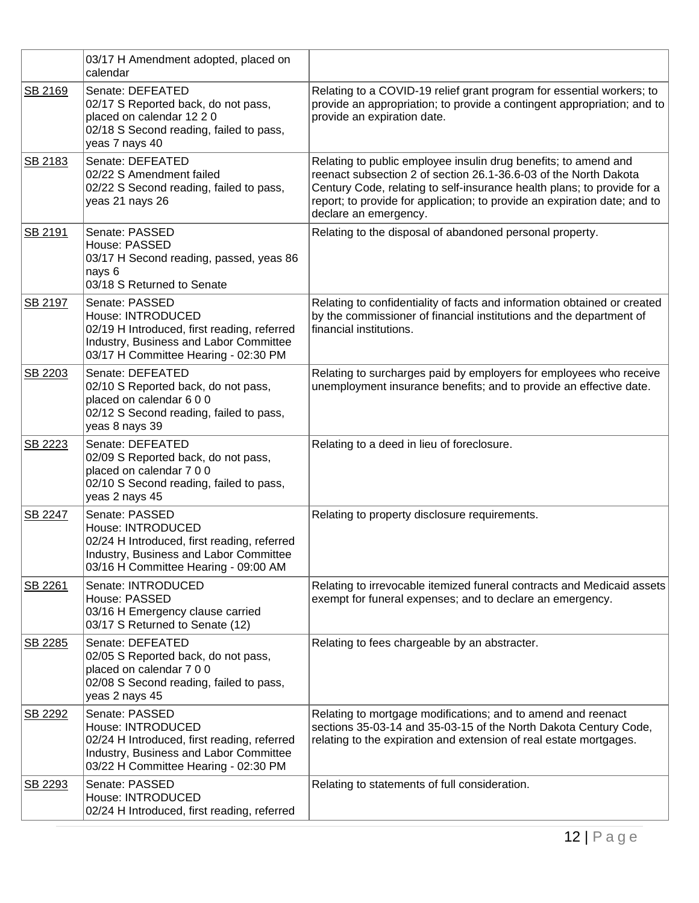| | | |
|---|---|---|
| | 03/17 H Amendment adopted, placed on calendar | |
| SB 2169 | Senate: DEFEATED<br>02/17 S Reported back, do not pass, placed on calendar 12 2 0<br>02/18 S Second reading, failed to pass, yeas 7 nays 40 | Relating to a COVID-19 relief grant program for essential workers; to provide an appropriation; to provide a contingent appropriation; and to provide an expiration date. |
| SB 2183 | Senate: DEFEATED<br>02/22 S Amendment failed<br>02/22 S Second reading, failed to pass, yeas 21 nays 26 | Relating to public employee insulin drug benefits; to amend and reenact subsection 2 of section 26.1-36.6-03 of the North Dakota Century Code, relating to self-insurance health plans; to provide for a report; to provide for application; to provide an expiration date; and to declare an emergency. |
| SB 2191 | Senate: PASSED<br>House: PASSED<br>03/17 H Second reading, passed, yeas 86 nays 6<br>03/18 S Returned to Senate | Relating to the disposal of abandoned personal property. |
| SB 2197 | Senate: PASSED<br>House: INTRODUCED<br>02/19 H Introduced, first reading, referred Industry, Business and Labor Committee<br>03/17 H Committee Hearing - 02:30 PM | Relating to confidentiality of facts and information obtained or created by the commissioner of financial institutions and the department of financial institutions. |
| SB 2203 | Senate: DEFEATED<br>02/10 S Reported back, do not pass, placed on calendar 6 0 0<br>02/12 S Second reading, failed to pass, yeas 8 nays 39 | Relating to surcharges paid by employers for employees who receive unemployment insurance benefits; and to provide an effective date. |
| SB 2223 | Senate: DEFEATED<br>02/09 S Reported back, do not pass, placed on calendar 7 0 0<br>02/10 S Second reading, failed to pass, yeas 2 nays 45 | Relating to a deed in lieu of foreclosure. |
| SB 2247 | Senate: PASSED<br>House: INTRODUCED<br>02/24 H Introduced, first reading, referred Industry, Business and Labor Committee<br>03/16 H Committee Hearing - 09:00 AM | Relating to property disclosure requirements. |
| SB 2261 | Senate: INTRODUCED<br>House: PASSED<br>03/16 H Emergency clause carried<br>03/17 S Returned to Senate (12) | Relating to irrevocable itemized funeral contracts and Medicaid assets exempt for funeral expenses; and to declare an emergency. |
| SB 2285 | Senate: DEFEATED<br>02/05 S Reported back, do not pass, placed on calendar 7 0 0<br>02/08 S Second reading, failed to pass, yeas 2 nays 45 | Relating to fees chargeable by an abstracter. |
| SB 2292 | Senate: PASSED<br>House: INTRODUCED<br>02/24 H Introduced, first reading, referred Industry, Business and Labor Committee<br>03/22 H Committee Hearing - 02:30 PM | Relating to mortgage modifications; and to amend and reenact sections 35-03-14 and 35-03-15 of the North Dakota Century Code, relating to the expiration and extension of real estate mortgages. |
| SB 2293 | Senate: PASSED<br>House: INTRODUCED<br>02/24 H Introduced, first reading, referred | Relating to statements of full consideration. |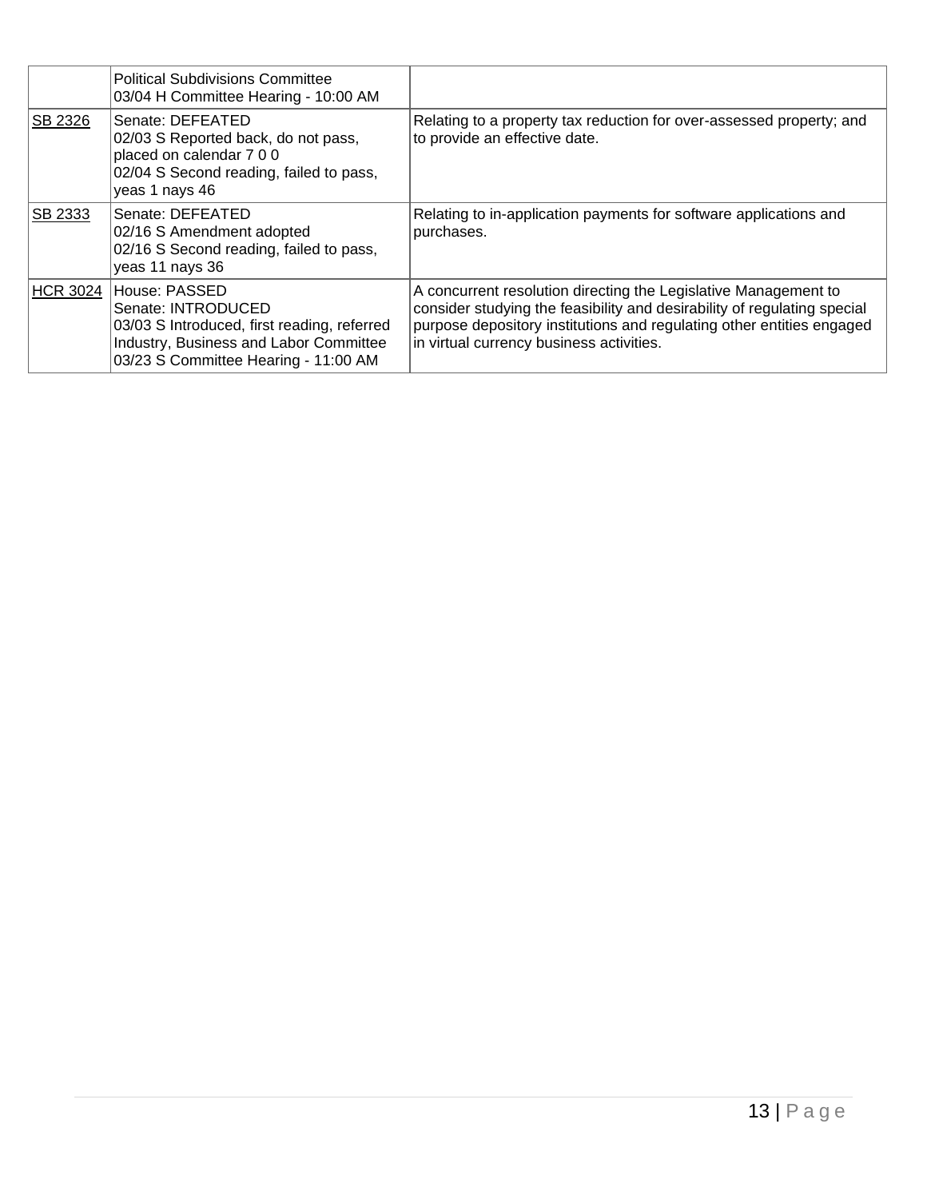| | | |
|---|---|---|
| | Political Subdivisions Committee<br>03/04 H Committee Hearing - 10:00 AM | |
| SB 2326 | Senate: DEFEATED<br>02/03 S Reported back, do not pass, placed on calendar 7 0 0<br>02/04 S Second reading, failed to pass, yeas 1 nays 46 | Relating to a property tax reduction for over-assessed property; and to provide an effective date. |
| SB 2333 | Senate: DEFEATED<br>02/16 S Amendment adopted<br>02/16 S Second reading, failed to pass, yeas 11 nays 36 | Relating to in-application payments for software applications and purchases. |
| HCR 3024 | House: PASSED<br>Senate: INTRODUCED<br>03/03 S Introduced, first reading, referred Industry, Business and Labor Committee<br>03/23 S Committee Hearing - 11:00 AM | A concurrent resolution directing the Legislative Management to consider studying the feasibility and desirability of regulating special purpose depository institutions and regulating other entities engaged in virtual currency business activities. |